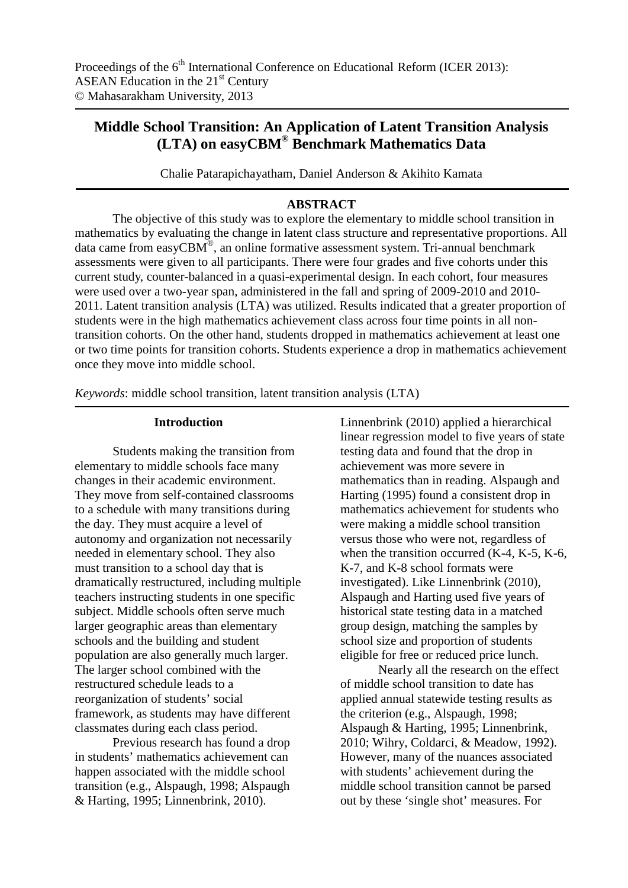Proceedings of the 6th International Conference on Educational Reform (ICER 2013): ASEAN Education in the 21st Century
© Mahasarakham University, 2013

# Middle School Transition: An Application of Latent Transition Analysis (LTA) on easyCBM® Benchmark Mathematics Data

Chalie Patarapichayatham, Daniel Anderson & Akihito Kamata

## ABSTRACT

The objective of this study was to explore the elementary to middle school transition in mathematics by evaluating the change in latent class structure and representative proportions. All data came from easyCBM®, an online formative assessment system. Tri-annual benchmark assessments were given to all participants. There were four grades and five cohorts under this current study, counter-balanced in a quasi-experimental design. In each cohort, four measures were used over a two-year span, administered in the fall and spring of 2009-2010 and 2010-2011. Latent transition analysis (LTA) was utilized. Results indicated that a greater proportion of students were in the high mathematics achievement class across four time points in all non-transition cohorts. On the other hand, students dropped in mathematics achievement at least one or two time points for transition cohorts. Students experience a drop in mathematics achievement once they move into middle school.

*Keywords*: middle school transition, latent transition analysis (LTA)

## Introduction

Students making the transition from elementary to middle schools face many changes in their academic environment. They move from self-contained classrooms to a schedule with many transitions during the day. They must acquire a level of autonomy and organization not necessarily needed in elementary school. They also must transition to a school day that is dramatically restructured, including multiple teachers instructing students in one specific subject. Middle schools often serve much larger geographic areas than elementary schools and the building and student population are also generally much larger. The larger school combined with the restructured schedule leads to a reorganization of students' social framework, as students may have different classmates during each class period.

Previous research has found a drop in students' mathematics achievement can happen associated with the middle school transition (e.g., Alspaugh, 1998; Alspaugh & Harting, 1995; Linnenbrink, 2010). Linnenbrink (2010) applied a hierarchical linear regression model to five years of state testing data and found that the drop in achievement was more severe in mathematics than in reading. Alspaugh and Harting (1995) found a consistent drop in mathematics achievement for students who were making a middle school transition versus those who were not, regardless of when the transition occurred (K-4, K-5, K-6, K-7, and K-8 school formats were investigated). Like Linnenbrink (2010), Alspaugh and Harting used five years of historical state testing data in a matched group design, matching the samples by school size and proportion of students eligible for free or reduced price lunch.

Nearly all the research on the effect of middle school transition to date has applied annual statewide testing results as the criterion (e.g., Alspaugh, 1998; Alspaugh & Harting, 1995; Linnenbrink, 2010; Wihry, Coldarci, & Meadow, 1992). However, many of the nuances associated with students' achievement during the middle school transition cannot be parsed out by these 'single shot' measures. For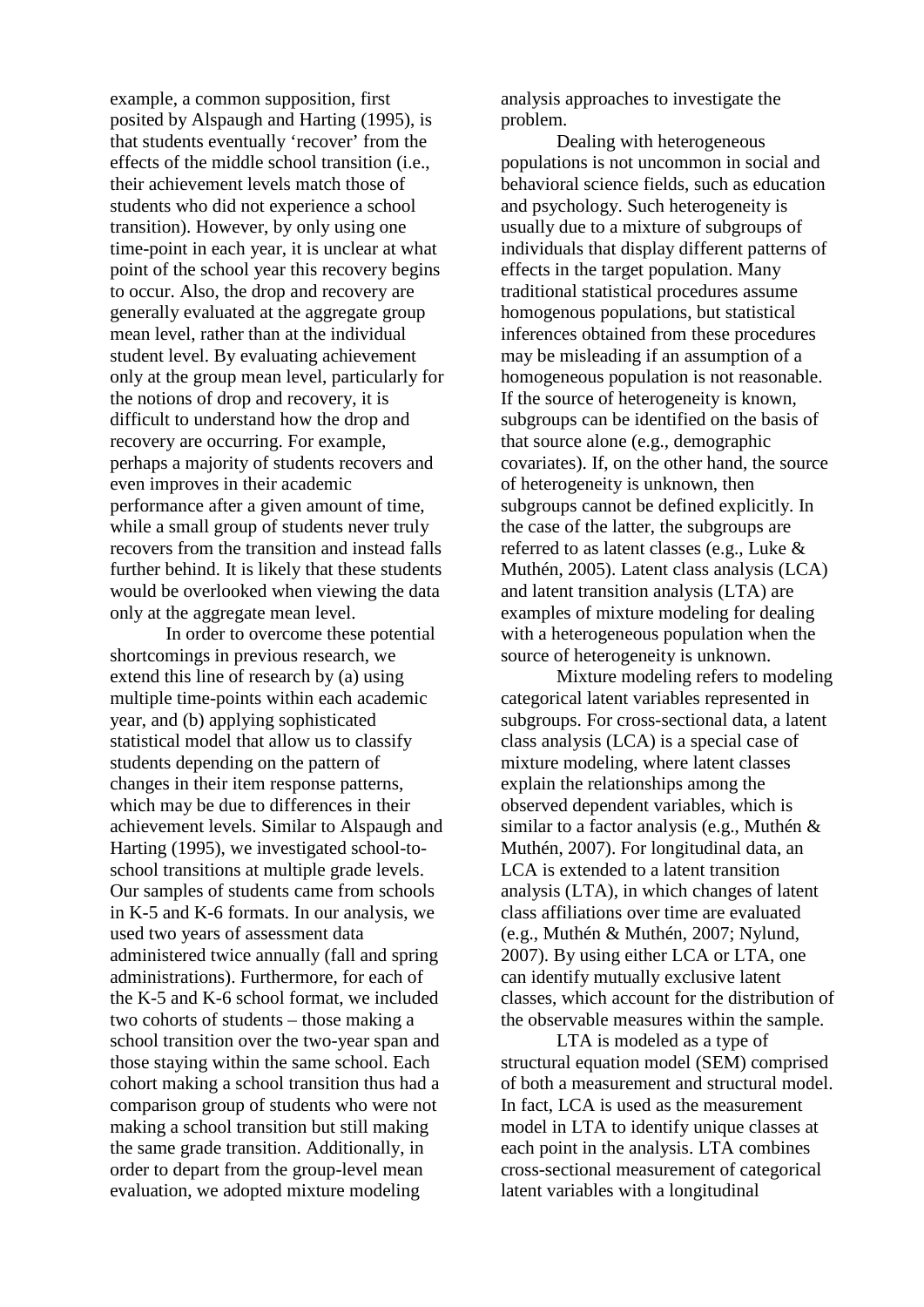example, a common supposition, first posited by Alspaugh and Harting (1995), is that students eventually 'recover' from the effects of the middle school transition (i.e., their achievement levels match those of students who did not experience a school transition). However, by only using one time-point in each year, it is unclear at what point of the school year this recovery begins to occur. Also, the drop and recovery are generally evaluated at the aggregate group mean level, rather than at the individual student level. By evaluating achievement only at the group mean level, particularly for the notions of drop and recovery, it is difficult to understand how the drop and recovery are occurring. For example, perhaps a majority of students recovers and even improves in their academic performance after a given amount of time, while a small group of students never truly recovers from the transition and instead falls further behind. It is likely that these students would be overlooked when viewing the data only at the aggregate mean level.

In order to overcome these potential shortcomings in previous research, we extend this line of research by (a) using multiple time-points within each academic year, and (b) applying sophisticated statistical model that allow us to classify students depending on the pattern of changes in their item response patterns, which may be due to differences in their achievement levels. Similar to Alspaugh and Harting (1995), we investigated school-to-school transitions at multiple grade levels. Our samples of students came from schools in K-5 and K-6 formats. In our analysis, we used two years of assessment data administered twice annually (fall and spring administrations). Furthermore, for each of the K-5 and K-6 school format, we included two cohorts of students – those making a school transition over the two-year span and those staying within the same school. Each cohort making a school transition thus had a comparison group of students who were not making a school transition but still making the same grade transition. Additionally, in order to depart from the group-level mean evaluation, we adopted mixture modeling analysis approaches to investigate the problem.

Dealing with heterogeneous populations is not uncommon in social and behavioral science fields, such as education and psychology. Such heterogeneity is usually due to a mixture of subgroups of individuals that display different patterns of effects in the target population. Many traditional statistical procedures assume homogenous populations, but statistical inferences obtained from these procedures may be misleading if an assumption of a homogeneous population is not reasonable. If the source of heterogeneity is known, subgroups can be identified on the basis of that source alone (e.g., demographic covariates). If, on the other hand, the source of heterogeneity is unknown, then subgroups cannot be defined explicitly. In the case of the latter, the subgroups are referred to as latent classes (e.g., Luke & Muthén, 2005). Latent class analysis (LCA) and latent transition analysis (LTA) are examples of mixture modeling for dealing with a heterogeneous population when the source of heterogeneity is unknown.

Mixture modeling refers to modeling categorical latent variables represented in subgroups. For cross-sectional data, a latent class analysis (LCA) is a special case of mixture modeling, where latent classes explain the relationships among the observed dependent variables, which is similar to a factor analysis (e.g., Muthén & Muthén, 2007). For longitudinal data, an LCA is extended to a latent transition analysis (LTA), in which changes of latent class affiliations over time are evaluated (e.g., Muthén & Muthén, 2007; Nylund, 2007). By using either LCA or LTA, one can identify mutually exclusive latent classes, which account for the distribution of the observable measures within the sample.

LTA is modeled as a type of structural equation model (SEM) comprised of both a measurement and structural model. In fact, LCA is used as the measurement model in LTA to identify unique classes at each point in the analysis. LTA combines cross-sectional measurement of categorical latent variables with a longitudinal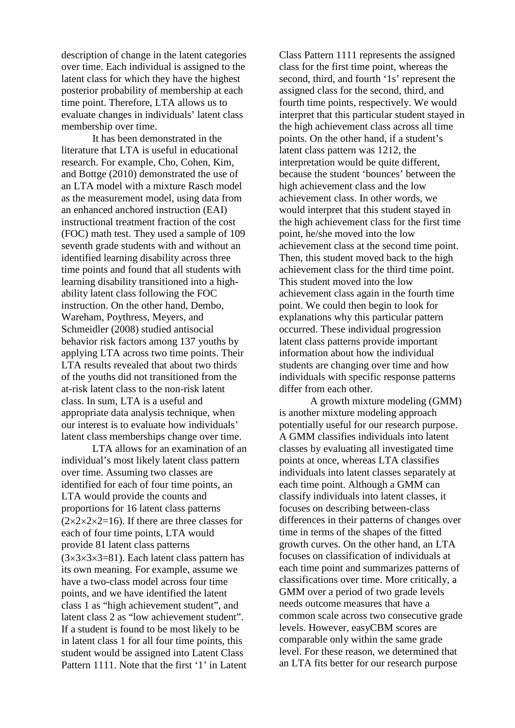description of change in the latent categories over time. Each individual is assigned to the latent class for which they have the highest posterior probability of membership at each time point. Therefore, LTA allows us to evaluate changes in individuals' latent class membership over time.

It has been demonstrated in the literature that LTA is useful in educational research. For example, Cho, Cohen, Kim, and Bottge (2010) demonstrated the use of an LTA model with a mixture Rasch model as the measurement model, using data from an enhanced anchored instruction (EAI) instructional treatment fraction of the cost (FOC) math test. They used a sample of 109 seventh grade students with and without an identified learning disability across three time points and found that all students with learning disability transitioned into a high-ability latent class following the FOC instruction. On the other hand, Dembo, Wareham, Poythress, Meyers, and Schmeidler (2008) studied antisocial behavior risk factors among 137 youths by applying LTA across two time points. Their LTA results revealed that about two thirds of the youths did not transitioned from the at-risk latent class to the non-risk latent class. In sum, LTA is a useful and appropriate data analysis technique, when our interest is to evaluate how individuals' latent class memberships change over time.

LTA allows for an examination of an individual's most likely latent class pattern over time. Assuming two classes are identified for each of four time points, an LTA would provide the counts and proportions for 16 latent class patterns ($2 \times 2 \times 2 \times 2 = 16$). If there are three classes for each of four time points, LTA would provide 81 latent class patterns ($3 \times 3 \times 3 \times 3 = 81$). Each latent class pattern has its own meaning. For example, assume we have a two-class model across four time points, and we have identified the latent class 1 as "high achievement student", and latent class 2 as "low achievement student". If a student is found to be most likely to be in latent class 1 for all four time points, this student would be assigned into Latent Class Pattern 1111. Note that the first '1' in Latent Class Pattern 1111 represents the assigned class for the first time point, whereas the second, third, and fourth '1s' represent the assigned class for the second, third, and fourth time points, respectively. We would interpret that this particular student stayed in the high achievement class across all time points. On the other hand, if a student's latent class pattern was 1212, the interpretation would be quite different, because the student 'bounces' between the high achievement class and the low achievement class. In other words, we would interpret that this student stayed in the high achievement class for the first time point, he/she moved into the low achievement class at the second time point. Then, this student moved back to the high achievement class for the third time point. This student moved into the low achievement class again in the fourth time point. We could then begin to look for explanations why this particular pattern occurred. These individual progression latent class patterns provide important information about how the individual students are changing over time and how individuals with specific response patterns differ from each other.

A growth mixture modeling (GMM) is another mixture modeling approach potentially useful for our research purpose. A GMM classifies individuals into latent classes by evaluating all investigated time points at once, whereas LTA classifies individuals into latent classes separately at each time point. Although a GMM can classify individuals into latent classes, it focuses on describing between-class differences in their patterns of changes over time in terms of the shapes of the fitted growth curves. On the other hand, an LTA focuses on classification of individuals at each time point and summarizes patterns of classifications over time. More critically, a GMM over a period of two grade levels needs outcome measures that have a common scale across two consecutive grade levels. However, easyCBM scores are comparable only within the same grade level. For these reason, we determined that an LTA fits better for our research purpose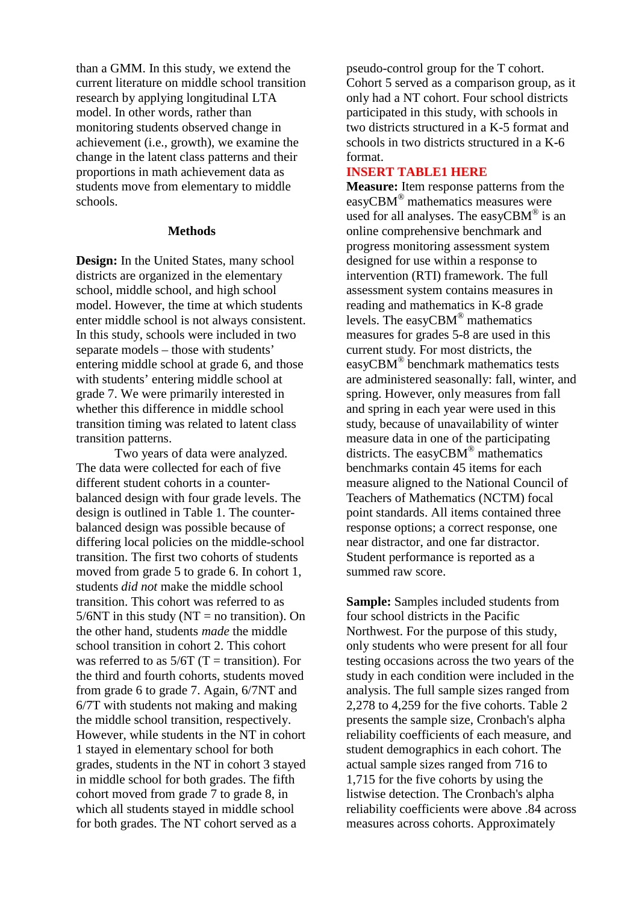than a GMM. In this study, we extend the current literature on middle school transition research by applying longitudinal LTA model. In other words, rather than monitoring students observed change in achievement (i.e., growth), we examine the change in the latent class patterns and their proportions in math achievement data as students move from elementary to middle schools.

## Methods

**Design:** In the United States, many school districts are organized in the elementary school, middle school, and high school model. However, the time at which students enter middle school is not always consistent. In this study, schools were included in two separate models – those with students' entering middle school at grade 6, and those with students' entering middle school at grade 7. We were primarily interested in whether this difference in middle school transition timing was related to latent class transition patterns.

Two years of data were analyzed. The data were collected for each of five different student cohorts in a counter-balanced design with four grade levels. The design is outlined in Table 1. The counter-balanced design was possible because of differing local policies on the middle-school transition. The first two cohorts of students moved from grade 5 to grade 6. In cohort 1, students *did not* make the middle school transition. This cohort was referred to as 5/6NT in this study (NT = no transition). On the other hand, students *made* the middle school transition in cohort 2. This cohort was referred to as 5/6T (T = transition). For the third and fourth cohorts, students moved from grade 6 to grade 7. Again, 6/7NT and 6/7T with students not making and making the middle school transition, respectively. However, while students in the NT in cohort 1 stayed in elementary school for both grades, students in the NT in cohort 3 stayed in middle school for both grades. The fifth cohort moved from grade 7 to grade 8, in which all students stayed in middle school for both grades. The NT cohort served as a pseudo-control group for the T cohort. Cohort 5 served as a comparison group, as it only had a NT cohort. Four school districts participated in this study, with schools in two districts structured in a K-5 format and schools in two districts structured in a K-6 format.

**INSERT TABLE1 HERE**

**Measure:** Item response patterns from the easyCBM® mathematics measures were used for all analyses. The easyCBM® is an online comprehensive benchmark and progress monitoring assessment system designed for use within a response to intervention (RTI) framework. The full assessment system contains measures in reading and mathematics in K-8 grade levels. The easyCBM® mathematics measures for grades 5-8 are used in this current study. For most districts, the easyCBM® benchmark mathematics tests are administered seasonally: fall, winter, and spring. However, only measures from fall and spring in each year were used in this study, because of unavailability of winter measure data in one of the participating districts. The easyCBM® mathematics benchmarks contain 45 items for each measure aligned to the National Council of Teachers of Mathematics (NCTM) focal point standards. All items contained three response options; a correct response, one near distractor, and one far distractor. Student performance is reported as a summed raw score.

**Sample:** Samples included students from four school districts in the Pacific Northwest. For the purpose of this study, only students who were present for all four testing occasions across the two years of the study in each condition were included in the analysis. The full sample sizes ranged from 2,278 to 4,259 for the five cohorts. Table 2 presents the sample size, Cronbach's alpha reliability coefficients of each measure, and student demographics in each cohort. The actual sample sizes ranged from 716 to 1,715 for the five cohorts by using the listwise detection. The Cronbach's alpha reliability coefficients were above .84 across measures across cohorts. Approximately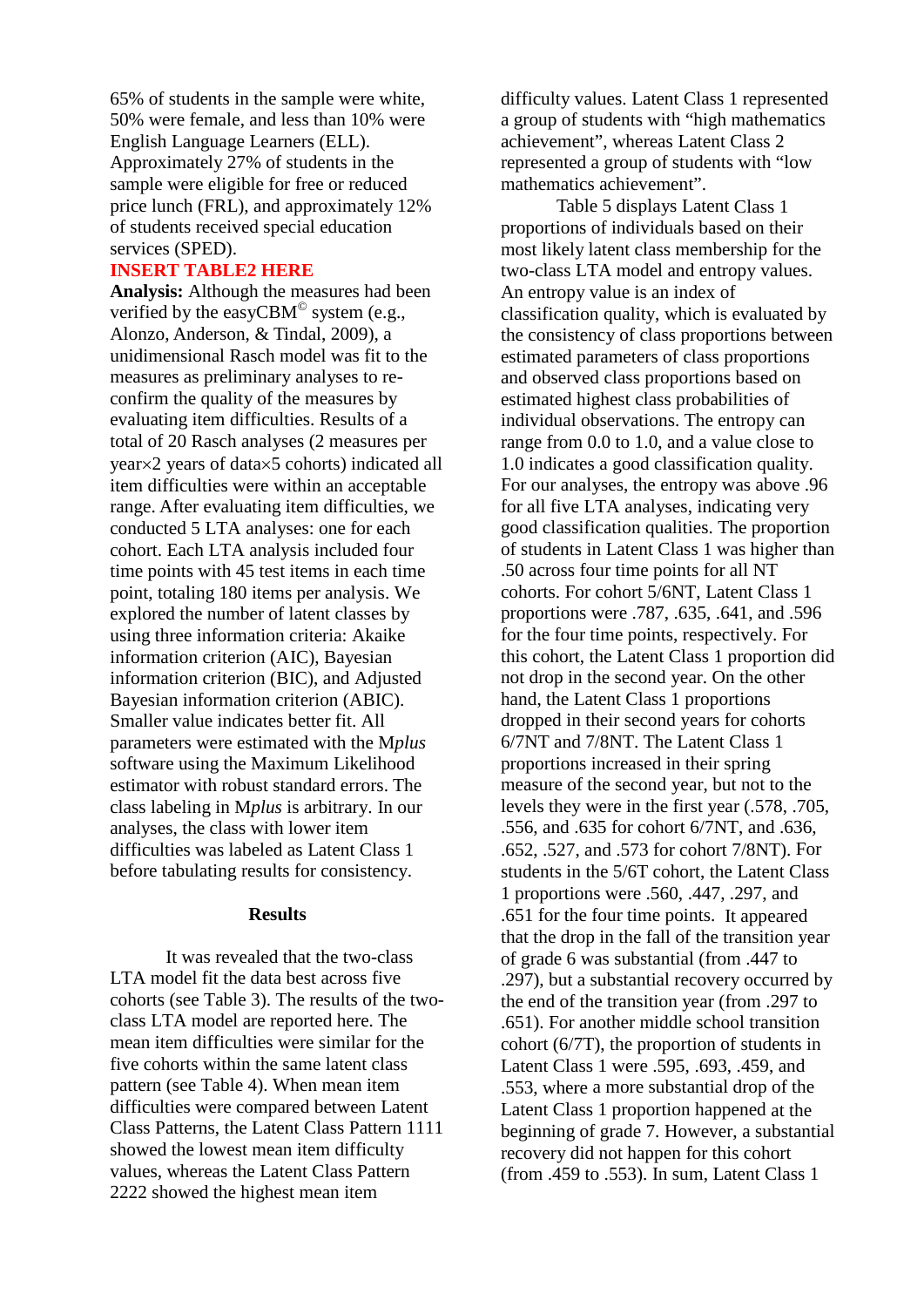65% of students in the sample were white, 50% were female, and less than 10% were English Language Learners (ELL). Approximately 27% of students in the sample were eligible for free or reduced price lunch (FRL), and approximately 12% of students received special education services (SPED).

**INSERT TABLE2 HERE**

**Analysis:** Although the measures had been verified by the easyCBM© system (e.g., Alonzo, Anderson, & Tindal, 2009), a unidimensional Rasch model was fit to the measures as preliminary analyses to re-confirm the quality of the measures by evaluating item difficulties. Results of a total of 20 Rasch analyses (2 measures per year×2 years of data×5 cohorts) indicated all item difficulties were within an acceptable range. After evaluating item difficulties, we conducted 5 LTA analyses: one for each cohort. Each LTA analysis included four time points with 45 test items in each time point, totaling 180 items per analysis. We explored the number of latent classes by using three information criteria: Akaike information criterion (AIC), Bayesian information criterion (BIC), and Adjusted Bayesian information criterion (ABIC). Smaller value indicates better fit. All parameters were estimated with the M*plus* software using the Maximum Likelihood estimator with robust standard errors. The class labeling in M*plus* is arbitrary. In our analyses, the class with lower item difficulties was labeled as Latent Class 1 before tabulating results for consistency.

## Results

It was revealed that the two-class LTA model fit the data best across five cohorts (see Table 3). The results of the two-class LTA model are reported here. The mean item difficulties were similar for the five cohorts within the same latent class pattern (see Table 4). When mean item difficulties were compared between Latent Class Patterns, the Latent Class Pattern 1111 showed the lowest mean item difficulty values, whereas the Latent Class Pattern 2222 showed the highest mean item difficulty values. Latent Class 1 represented a group of students with "high mathematics achievement", whereas Latent Class 2 represented a group of students with "low mathematics achievement".

Table 5 displays Latent Class 1 proportions of individuals based on their most likely latent class membership for the two-class LTA model and entropy values. An entropy value is an index of classification quality, which is evaluated by the consistency of class proportions between estimated parameters of class proportions and observed class proportions based on estimated highest class probabilities of individual observations. The entropy can range from 0.0 to 1.0, and a value close to 1.0 indicates a good classification quality. For our analyses, the entropy was above .96 for all five LTA analyses, indicating very good classification qualities. The proportion of students in Latent Class 1 was higher than .50 across four time points for all NT cohorts. For cohort 5/6NT, Latent Class 1 proportions were .787, .635, .641, and .596 for the four time points, respectively. For this cohort, the Latent Class 1 proportion did not drop in the second year. On the other hand, the Latent Class 1 proportions dropped in their second years for cohorts 6/7NT and 7/8NT. The Latent Class 1 proportions increased in their spring measure of the second year, but not to the levels they were in the first year (.578, .705, .556, and .635 for cohort 6/7NT, and .636, .652, .527, and .573 for cohort 7/8NT). For students in the 5/6T cohort, the Latent Class 1 proportions were .560, .447, .297, and .651 for the four time points. It appeared that the drop in the fall of the transition year of grade 6 was substantial (from .447 to .297), but a substantial recovery occurred by the end of the transition year (from .297 to .651). For another middle school transition cohort (6/7T), the proportion of students in Latent Class 1 were .595, .693, .459, and .553, where a more substantial drop of the Latent Class 1 proportion happened at the beginning of grade 7. However, a substantial recovery did not happen for this cohort (from .459 to .553). In sum, Latent Class 1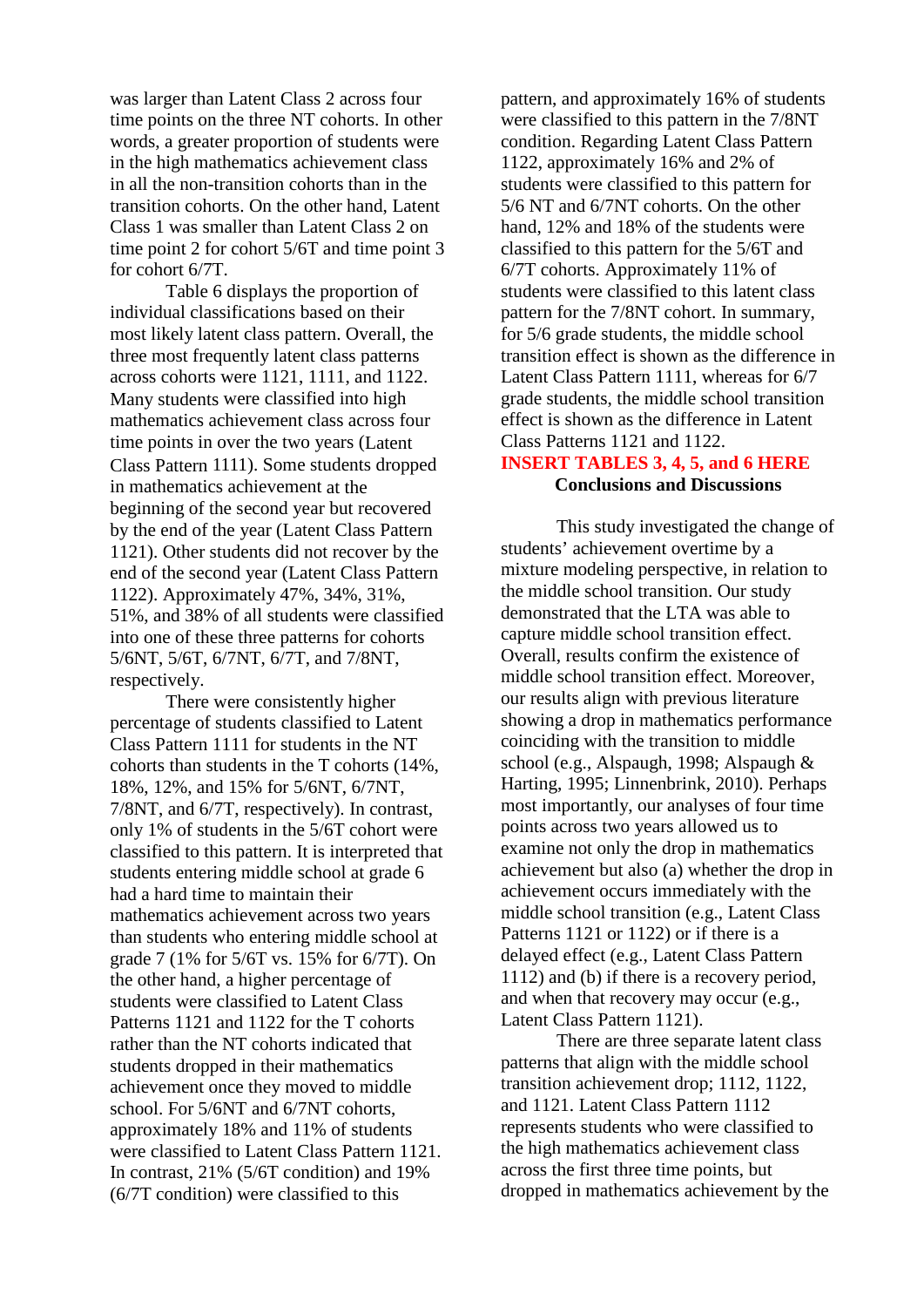was larger than Latent Class 2 across four time points on the three NT cohorts. In other words, a greater proportion of students were in the high mathematics achievement class in all the non-transition cohorts than in the transition cohorts. On the other hand, Latent Class 1 was smaller than Latent Class 2 on time point 2 for cohort 5/6T and time point 3 for cohort 6/7T.

Table 6 displays the proportion of individual classifications based on their most likely latent class pattern. Overall, the three most frequently latent class patterns across cohorts were 1121, 1111, and 1122. Many students were classified into high mathematics achievement class across four time points in over the two years (Latent Class Pattern 1111). Some students dropped in mathematics achievement at the beginning of the second year but recovered by the end of the year (Latent Class Pattern 1121). Other students did not recover by the end of the second year (Latent Class Pattern 1122). Approximately 47%, 34%, 31%, 51%, and 38% of all students were classified into one of these three patterns for cohorts 5/6NT, 5/6T, 6/7NT, 6/7T, and 7/8NT, respectively.

There were consistently higher percentage of students classified to Latent Class Pattern 1111 for students in the NT cohorts than students in the T cohorts (14%, 18%, 12%, and 15% for 5/6NT, 6/7NT, 7/8NT, and 6/7T, respectively). In contrast, only 1% of students in the 5/6T cohort were classified to this pattern. It is interpreted that students entering middle school at grade 6 had a hard time to maintain their mathematics achievement across two years than students who entering middle school at grade 7 (1% for 5/6T vs. 15% for 6/7T). On the other hand, a higher percentage of students were classified to Latent Class Patterns 1121 and 1122 for the T cohorts rather than the NT cohorts indicated that students dropped in their mathematics achievement once they moved to middle school. For 5/6NT and 6/7NT cohorts, approximately 18% and 11% of students were classified to Latent Class Pattern 1121. In contrast, 21% (5/6T condition) and 19% (6/7T condition) were classified to this pattern, and approximately 16% of students were classified to this pattern in the 7/8NT condition. Regarding Latent Class Pattern 1122, approximately 16% and 2% of students were classified to this pattern for 5/6 NT and 6/7NT cohorts. On the other hand, 12% and 18% of the students were classified to this pattern for the 5/6T and 6/7T cohorts. Approximately 11% of students were classified to this latent class pattern for the 7/8NT cohort. In summary, for 5/6 grade students, the middle school transition effect is shown as the difference in Latent Class Pattern 1111, whereas for 6/7 grade students, the middle school transition effect is shown as the difference in Latent Class Patterns 1121 and 1122.

**INSERT TABLES 3, 4, 5, and 6 HERE**

## Conclusions and Discussions

This study investigated the change of students' achievement overtime by a mixture modeling perspective, in relation to the middle school transition. Our study demonstrated that the LTA was able to capture middle school transition effect. Overall, results confirm the existence of middle school transition effect. Moreover, our results align with previous literature showing a drop in mathematics performance coinciding with the transition to middle school (e.g., Alspaugh, 1998; Alspaugh & Harting, 1995; Linnenbrink, 2010). Perhaps most importantly, our analyses of four time points across two years allowed us to examine not only the drop in mathematics achievement but also (a) whether the drop in achievement occurs immediately with the middle school transition (e.g., Latent Class Patterns 1121 or 1122) or if there is a delayed effect (e.g., Latent Class Pattern 1112) and (b) if there is a recovery period, and when that recovery may occur (e.g., Latent Class Pattern 1121).

There are three separate latent class patterns that align with the middle school transition achievement drop; 1112, 1122, and 1121. Latent Class Pattern 1112 represents students who were classified to the high mathematics achievement class across the first three time points, but dropped in mathematics achievement by the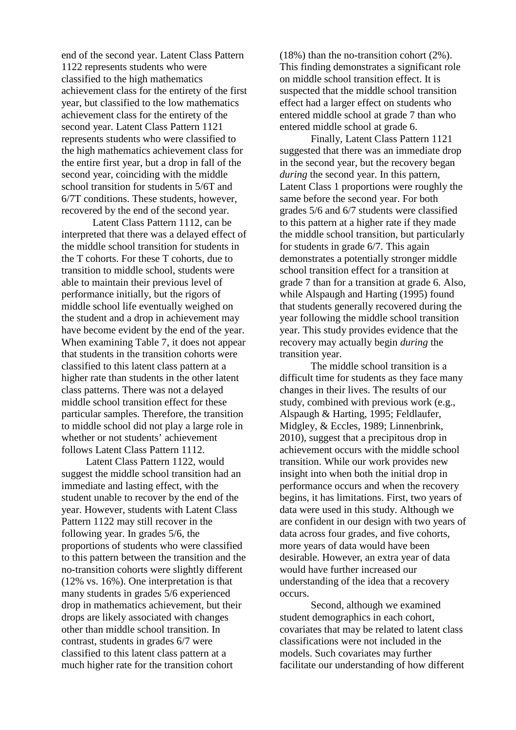end of the second year. Latent Class Pattern 1122 represents students who were classified to the high mathematics achievement class for the entirety of the first year, but classified to the low mathematics achievement class for the entirety of the second year. Latent Class Pattern 1121 represents students who were classified to the high mathematics achievement class for the entire first year, but a drop in fall of the second year, coinciding with the middle school transition for students in 5/6T and 6/7T conditions. These students, however, recovered by the end of the second year.

Latent Class Pattern 1112, can be interpreted that there was a delayed effect of the middle school transition for students in the T cohorts. For these T cohorts, due to transition to middle school, students were able to maintain their previous level of performance initially, but the rigors of middle school life eventually weighed on the student and a drop in achievement may have become evident by the end of the year. When examining Table 7, it does not appear that students in the transition cohorts were classified to this latent class pattern at a higher rate than students in the other latent class patterns. There was not a delayed middle school transition effect for these particular samples. Therefore, the transition to middle school did not play a large role in whether or not students' achievement follows Latent Class Pattern 1112.

Latent Class Pattern 1122, would suggest the middle school transition had an immediate and lasting effect, with the student unable to recover by the end of the year. However, students with Latent Class Pattern 1122 may still recover in the following year. In grades 5/6, the proportions of students who were classified to this pattern between the transition and the no-transition cohorts were slightly different (12% vs. 16%). One interpretation is that many students in grades 5/6 experienced drop in mathematics achievement, but their drops are likely associated with changes other than middle school transition. In contrast, students in grades 6/7 were classified to this latent class pattern at a much higher rate for the transition cohort (18%) than the no-transition cohort (2%). This finding demonstrates a significant role on middle school transition effect. It is suspected that the middle school transition effect had a larger effect on students who entered middle school at grade 7 than who entered middle school at grade 6.

Finally, Latent Class Pattern 1121 suggested that there was an immediate drop in the second year, but the recovery began *during* the second year. In this pattern, Latent Class 1 proportions were roughly the same before the second year. For both grades 5/6 and 6/7 students were classified to this pattern at a higher rate if they made the middle school transition, but particularly for students in grade 6/7. This again demonstrates a potentially stronger middle school transition effect for a transition at grade 7 than for a transition at grade 6. Also, while Alspaugh and Harting (1995) found that students generally recovered during the year following the middle school transition year. This study provides evidence that the recovery may actually begin *during* the transition year.

The middle school transition is a difficult time for students as they face many changes in their lives. The results of our study, combined with previous work (e.g., Alspaugh & Harting, 1995; Feldlaufer, Midgley, & Eccles, 1989; Linnenbrink, 2010), suggest that a precipitous drop in achievement occurs with the middle school transition. While our work provides new insight into when both the initial drop in performance occurs and when the recovery begins, it has limitations. First, two years of data were used in this study. Although we are confident in our design with two years of data across four grades, and five cohorts, more years of data would have been desirable. However, an extra year of data would have further increased our understanding of the idea that a recovery occurs.

Second, although we examined student demographics in each cohort, covariates that may be related to latent class classifications were not included in the models. Such covariates may further facilitate our understanding of how different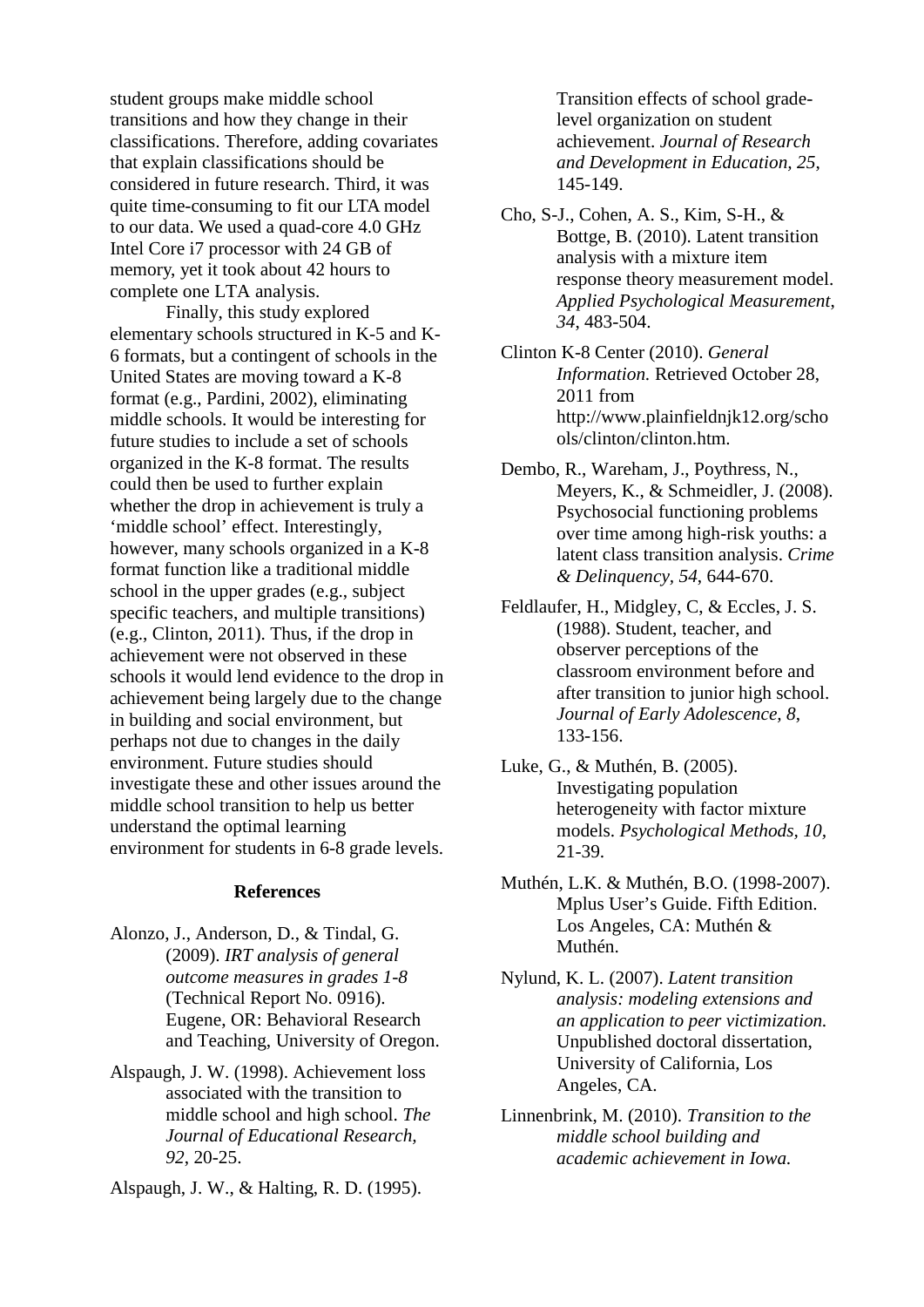student groups make middle school transitions and how they change in their classifications. Therefore, adding covariates that explain classifications should be considered in future research. Third, it was quite time-consuming to fit our LTA model to our data. We used a quad-core 4.0 GHz Intel Core i7 processor with 24 GB of memory, yet it took about 42 hours to complete one LTA analysis.

Finally, this study explored elementary schools structured in K-5 and K-6 formats, but a contingent of schools in the United States are moving toward a K-8 format (e.g., Pardini, 2002), eliminating middle schools. It would be interesting for future studies to include a set of schools organized in the K-8 format. The results could then be used to further explain whether the drop in achievement is truly a 'middle school' effect. Interestingly, however, many schools organized in a K-8 format function like a traditional middle school in the upper grades (e.g., subject specific teachers, and multiple transitions) (e.g., Clinton, 2011). Thus, if the drop in achievement were not observed in these schools it would lend evidence to the drop in achievement being largely due to the change in building and social environment, but perhaps not due to changes in the daily environment. Future studies should investigate these and other issues around the middle school transition to help us better understand the optimal learning environment for students in 6-8 grade levels.

## References

Alonzo, J., Anderson, D., & Tindal, G. (2009). *IRT analysis of general outcome measures in grades 1-8* (Technical Report No. 0916). Eugene, OR: Behavioral Research and Teaching, University of Oregon.

Alspaugh, J. W. (1998). Achievement loss associated with the transition to middle school and high school. *The Journal of Educational Research, 92*, 20-25.

Alspaugh, J. W., & Halting, R. D. (1995). Transition effects of school grade-level organization on student achievement. *Journal of Research and Development in Education, 25*, 145-149.

Cho, S-J., Cohen, A. S., Kim, S-H., & Bottge, B. (2010). Latent transition analysis with a mixture item response theory measurement model. *Applied Psychological Measurement*, *34*, 483-504.

Clinton K-8 Center (2010). *General Information.* Retrieved October 28, 2011 from http://www.plainfieldnjk12.org/schools/clinton/clinton.htm.

Dembo, R., Wareham, J., Poythress, N., Meyers, K., & Schmeidler, J. (2008). Psychosocial functioning problems over time among high-risk youths: a latent class transition analysis. *Crime & Delinquency, 54*, 644-670.

Feldlaufer, H., Midgley, C, & Eccles, J. S. (1988). Student, teacher, and observer perceptions of the classroom environment before and after transition to junior high school. *Journal of Early Adolescence, 8*, 133-156.

Luke, G., & Muthén, B. (2005). Investigating population heterogeneity with factor mixture models. *Psychological Methods, 10*, 21-39.

Muthén, L.K. & Muthén, B.O. (1998-2007). Mplus User's Guide. Fifth Edition. Los Angeles, CA: Muthén & Muthén.

Nylund, K. L. (2007). *Latent transition analysis: modeling extensions and an application to peer victimization.* Unpublished doctoral dissertation, University of California, Los Angeles, CA.

Linnenbrink, M. (2010). *Transition to the middle school building and academic achievement in Iowa.*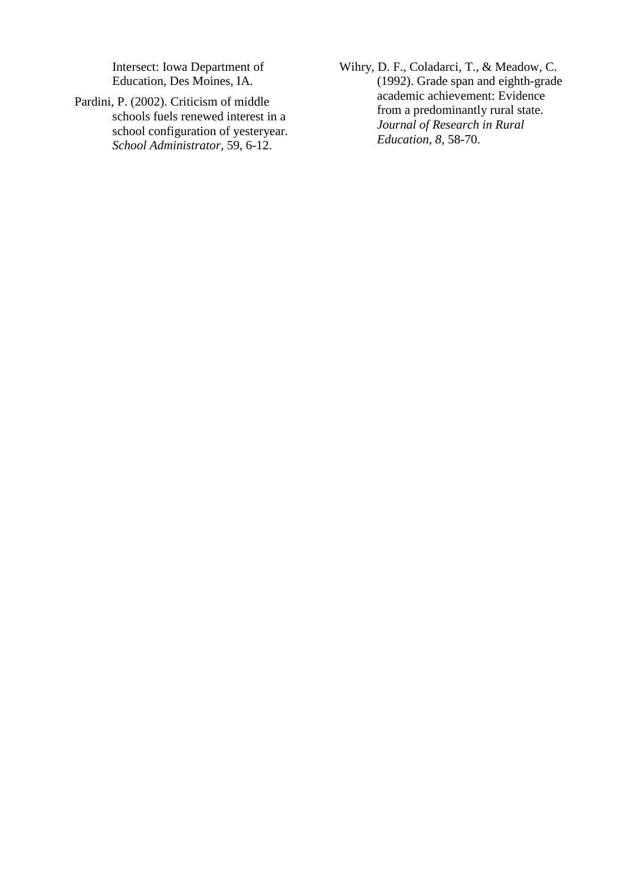Intersect: Iowa Department of Education, Des Moines, IA.

Pardini, P. (2002). Criticism of middle schools fuels renewed interest in a school configuration of yesteryear. *School Administrator*, 59, 6-12.

Wihry, D. F., Coladarci, T., & Meadow, C. (1992). Grade span and eighth-grade academic achievement: Evidence from a predominantly rural state. *Journal of Research in Rural Education*, *8*, 58-70.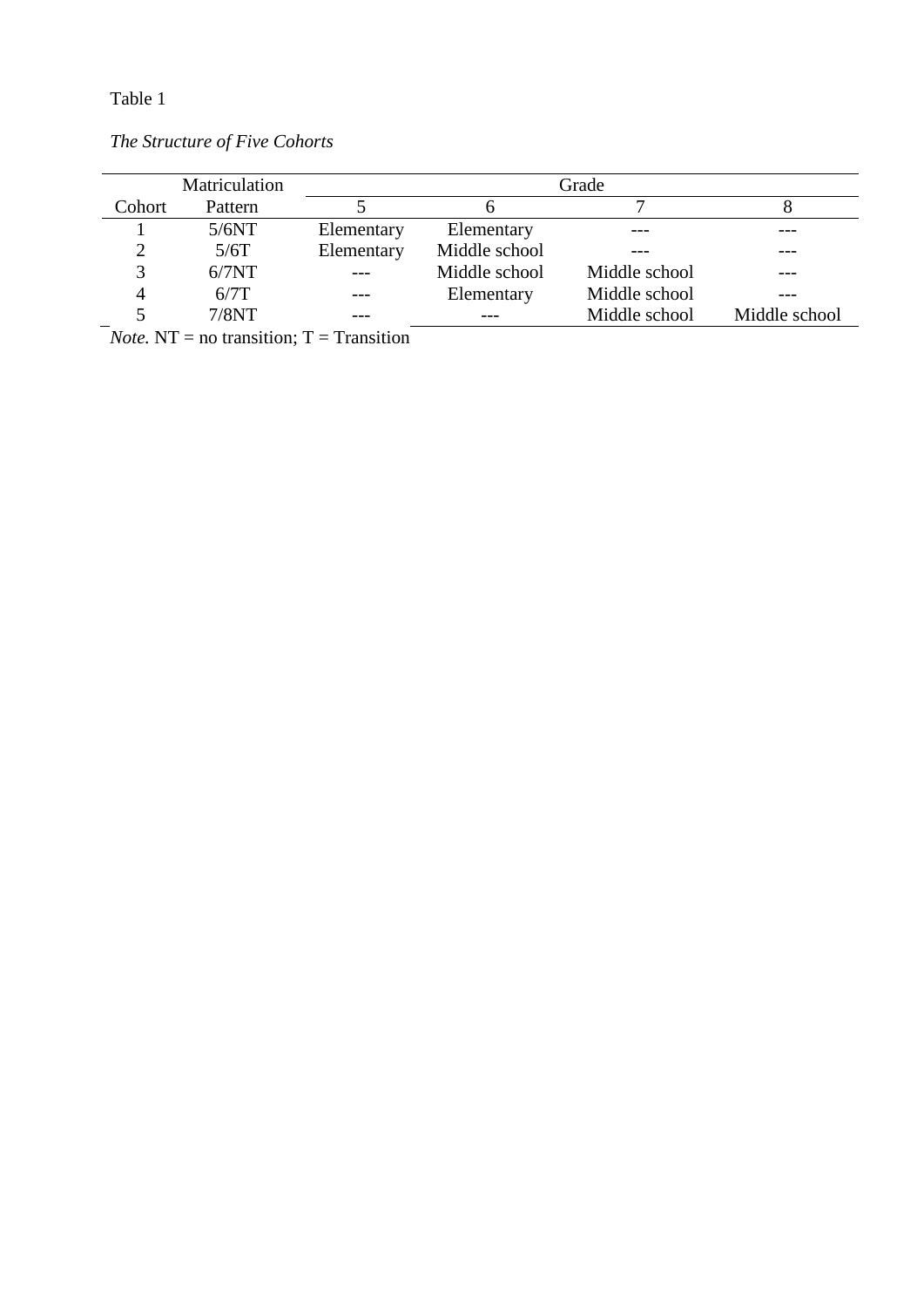Table 1

*The Structure of Five Cohorts*

| | Matriculation | Grade | | | |
|---|---|---|---|---|---|
| Cohort | Pattern | 5 | 6 | 7 | 8 |
| 1 | 5/6NT | Elementary | Elementary | --- | --- |
| 2 | 5/6T | Elementary | Middle school | --- | --- |
| 3 | 6/7NT | --- | Middle school | Middle school | --- |
| 4 | 6/7T | --- | Elementary | Middle school | --- |
| 5 | 7/8NT | --- | --- | Middle school | Middle school |

*Note.* NT = no transition; T = Transition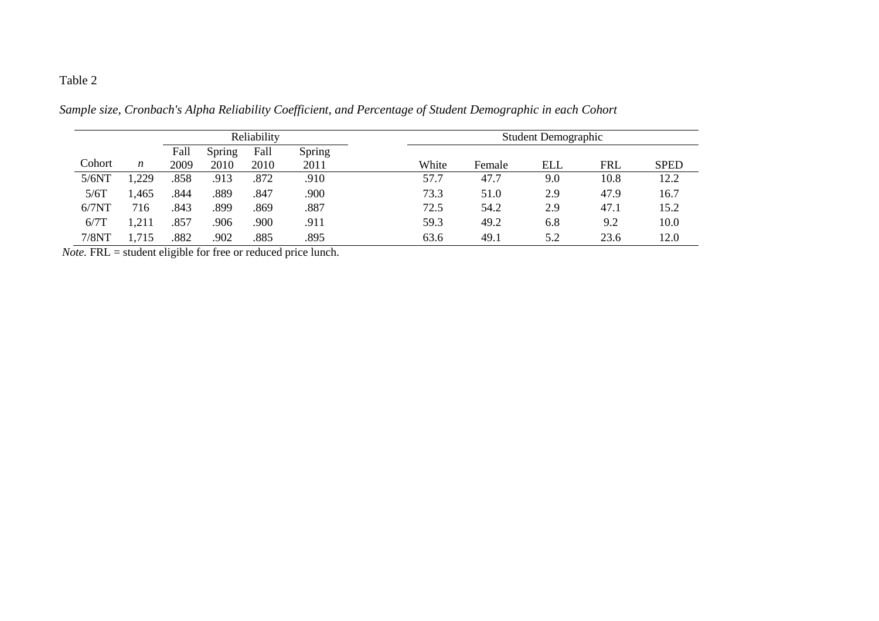Table 2

*Sample size, Cronbach's Alpha Reliability Coefficient, and Percentage of Student Demographic in each Cohort*

| | | Reliability | | | | Student Demographic | | | | |
|---|---|---|---|---|---|---|---|---|---|---|
| Cohort | *n* | Fall 2009 | Spring 2010 | Fall 2010 | Spring 2011 | White | Female | ELL | FRL | SPED |
| 5/6NT | 1,229 | .858 | .913 | .872 | .910 | 57.7 | 47.7 | 9.0 | 10.8 | 12.2 |
| 5/6T | 1,465 | .844 | .889 | .847 | .900 | 73.3 | 51.0 | 2.9 | 47.9 | 16.7 |
| 6/7NT | 716 | .843 | .899 | .869 | .887 | 72.5 | 54.2 | 2.9 | 47.1 | 15.2 |
| 6/7T | 1,211 | .857 | .906 | .900 | .911 | 59.3 | 49.2 | 6.8 | 9.2 | 10.0 |
| 7/8NT | 1,715 | .882 | .902 | .885 | .895 | 63.6 | 49.1 | 5.2 | 23.6 | 12.0 |

*Note.* FRL = student eligible for free or reduced price lunch.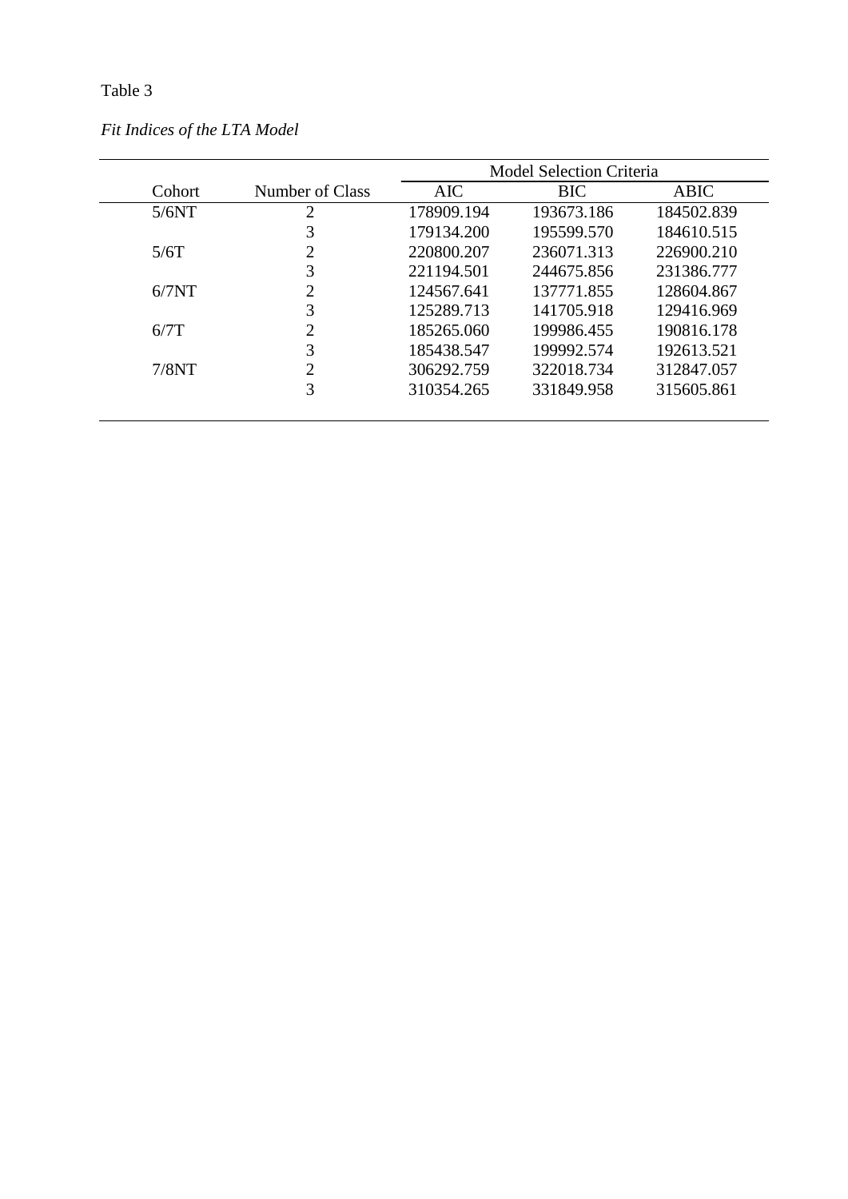Table 3

*Fit Indices of the LTA Model*

| Cohort | Number of Class | Model Selection Criteria | | |
|---|---|---|---|---|
| | | AIC | BIC | ABIC |
| 5/6NT | 2 | 178909.194 | 193673.186 | 184502.839 |
| | 3 | 179134.200 | 195599.570 | 184610.515 |
| 5/6T | 2 | 220800.207 | 236071.313 | 226900.210 |
| | 3 | 221194.501 | 244675.856 | 231386.777 |
| 6/7NT | 2 | 124567.641 | 137771.855 | 128604.867 |
| | 3 | 125289.713 | 141705.918 | 129416.969 |
| 6/7T | 2 | 185265.060 | 199986.455 | 190816.178 |
| | 3 | 185438.547 | 199992.574 | 192613.521 |
| 7/8NT | 2 | 306292.759 | 322018.734 | 312847.057 |
| | 3 | 310354.265 | 331849.958 | 315605.861 |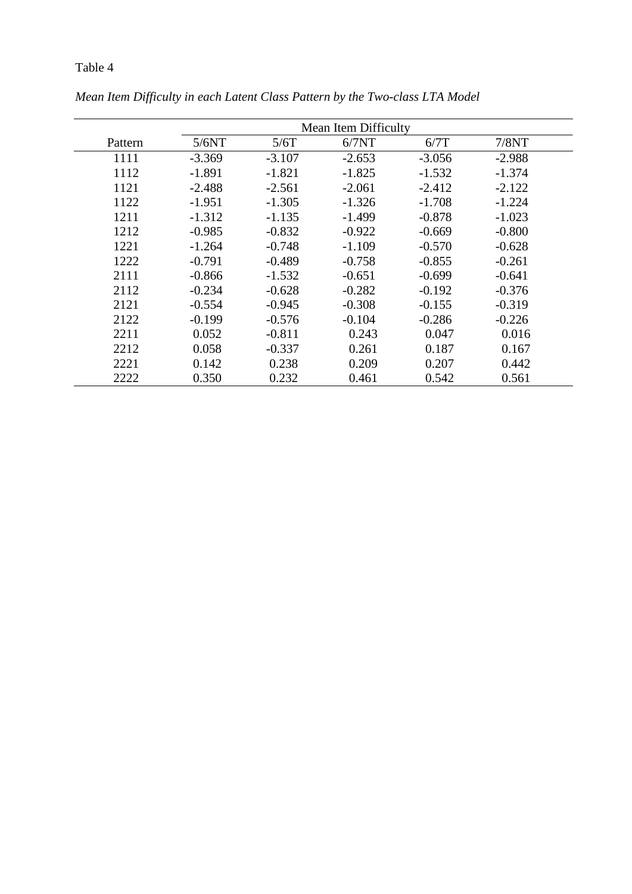Table 4

*Mean Item Difficulty in each Latent Class Pattern by the Two-class LTA Model*

| | Mean Item Difficulty | | | | |
|---|---|---|---|---|---|
| Pattern | 5/6NT | 5/6T | 6/7NT | 6/7T | 7/8NT |
| 1111 | -3.369 | -3.107 | -2.653 | -3.056 | -2.988 |
| 1112 | -1.891 | -1.821 | -1.825 | -1.532 | -1.374 |
| 1121 | -2.488 | -2.561 | -2.061 | -2.412 | -2.122 |
| 1122 | -1.951 | -1.305 | -1.326 | -1.708 | -1.224 |
| 1211 | -1.312 | -1.135 | -1.499 | -0.878 | -1.023 |
| 1212 | -0.985 | -0.832 | -0.922 | -0.669 | -0.800 |
| 1221 | -1.264 | -0.748 | -1.109 | -0.570 | -0.628 |
| 1222 | -0.791 | -0.489 | -0.758 | -0.855 | -0.261 |
| 2111 | -0.866 | -1.532 | -0.651 | -0.699 | -0.641 |
| 2112 | -0.234 | -0.628 | -0.282 | -0.192 | -0.376 |
| 2121 | -0.554 | -0.945 | -0.308 | -0.155 | -0.319 |
| 2122 | -0.199 | -0.576 | -0.104 | -0.286 | -0.226 |
| 2211 | 0.052 | -0.811 | 0.243 | 0.047 | 0.016 |
| 2212 | 0.058 | -0.337 | 0.261 | 0.187 | 0.167 |
| 2221 | 0.142 | 0.238 | 0.209 | 0.207 | 0.442 |
| 2222 | 0.350 | 0.232 | 0.461 | 0.542 | 0.561 |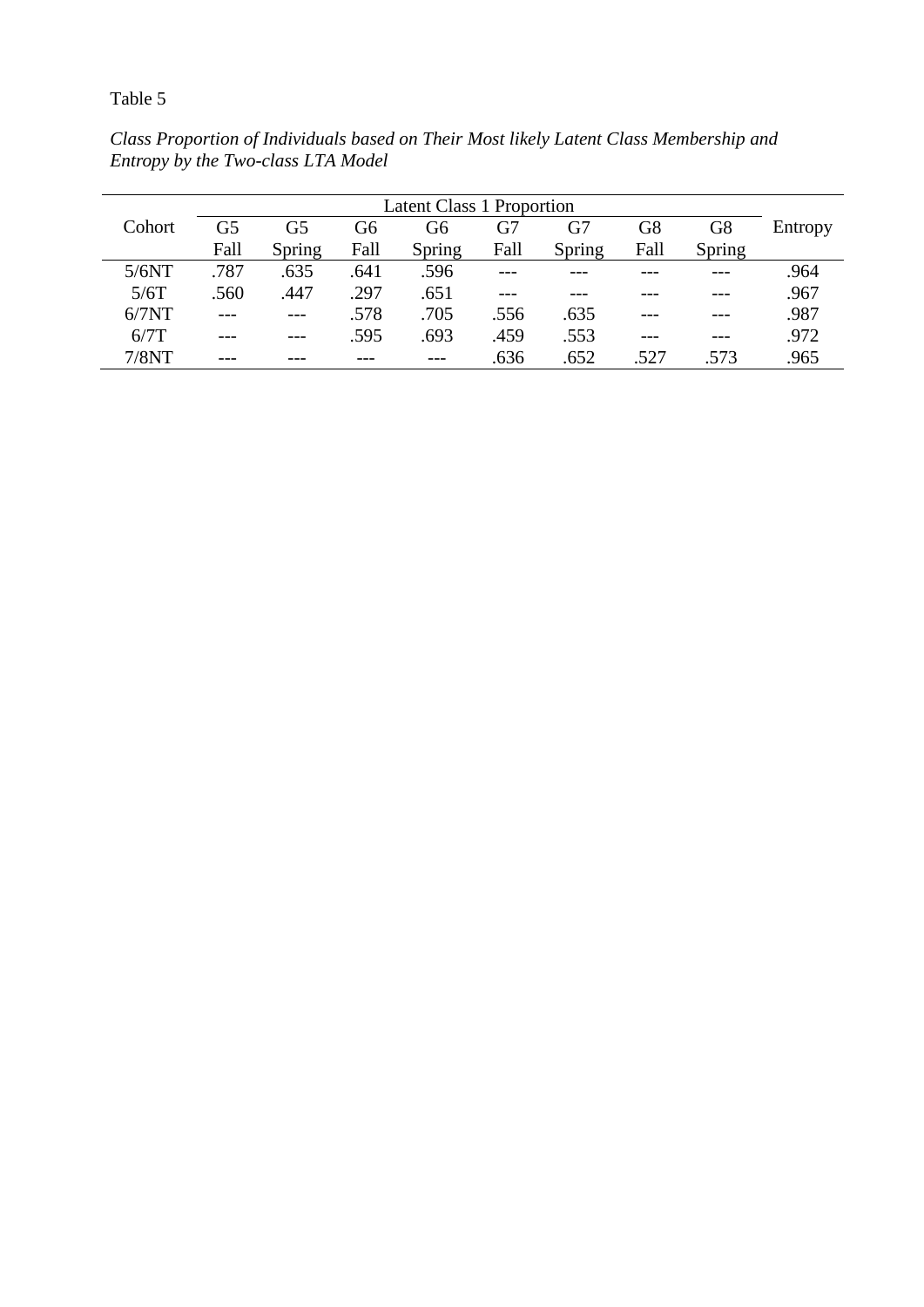Table 5

*Class Proportion of Individuals based on Their Most likely Latent Class Membership and Entropy by the Two-class LTA Model*

| Cohort | Latent Class 1 Proportion | | | | | | | | Entropy |
|---|---|---|---|---|---|---|---|---|---|
| | G5 Fall | G5 Spring | G6 Fall | G6 Spring | G7 Fall | G7 Spring | G8 Fall | G8 Spring | |
| 5/6NT | .787 | .635 | .641 | .596 | --- | --- | --- | --- | .964 |
| 5/6T | .560 | .447 | .297 | .651 | --- | --- | --- | --- | .967 |
| 6/7NT | --- | --- | .578 | .705 | .556 | .635 | --- | --- | .987 |
| 6/7T | --- | --- | .595 | .693 | .459 | .553 | --- | --- | .972 |
| 7/8NT | --- | --- | --- | --- | .636 | .652 | .527 | .573 | .965 |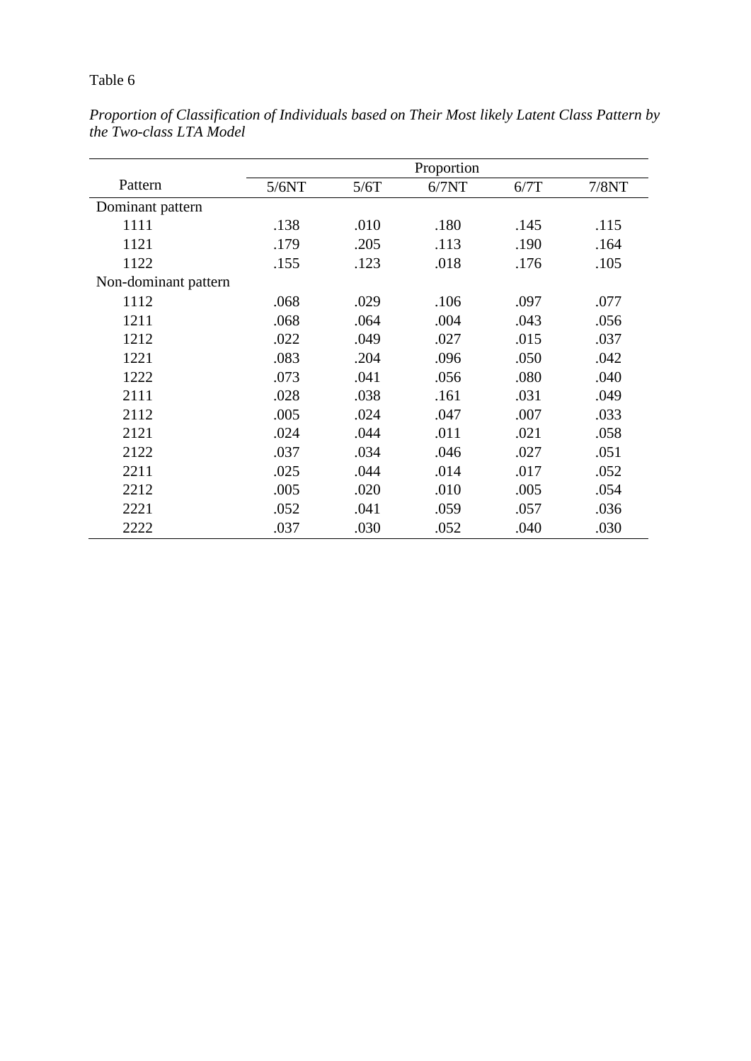Table 6

*Proportion of Classification of Individuals based on Their Most likely Latent Class Pattern by the Two-class LTA Model*

| | Proportion | | | | |
|---|---|---|---|---|---|
| Pattern | 5/6NT | 5/6T | 6/7NT | 6/7T | 7/8NT |
| Dominant pattern | | | | | |
| 1111 | .138 | .010 | .180 | .145 | .115 |
| 1121 | .179 | .205 | .113 | .190 | .164 |
| 1122 | .155 | .123 | .018 | .176 | .105 |
| Non-dominant pattern | | | | | |
| 1112 | .068 | .029 | .106 | .097 | .077 |
| 1211 | .068 | .064 | .004 | .043 | .056 |
| 1212 | .022 | .049 | .027 | .015 | .037 |
| 1221 | .083 | .204 | .096 | .050 | .042 |
| 1222 | .073 | .041 | .056 | .080 | .040 |
| 2111 | .028 | .038 | .161 | .031 | .049 |
| 2112 | .005 | .024 | .047 | .007 | .033 |
| 2121 | .024 | .044 | .011 | .021 | .058 |
| 2122 | .037 | .034 | .046 | .027 | .051 |
| 2211 | .025 | .044 | .014 | .017 | .052 |
| 2212 | .005 | .020 | .010 | .005 | .054 |
| 2221 | .052 | .041 | .059 | .057 | .036 |
| 2222 | .037 | .030 | .052 | .040 | .030 |